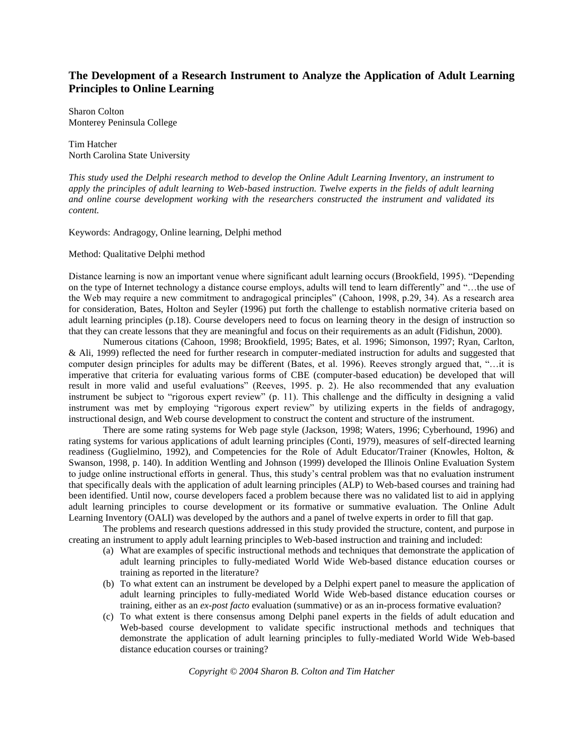# The Development of a Research Instrument to Analyze the Application of Adult Learning Principles to Online Learning

Sharon Colton
Monterey Peninsula College

Tim Hatcher
North Carolina State University

*This study used the Delphi research method to develop the Online Adult Learning Inventory, an instrument to apply the principles of adult learning to Web-based instruction. Twelve experts in the fields of adult learning and online course development working with the researchers constructed the instrument and validated its content.*

Keywords: Andragogy, Online learning, Delphi method

Method: Qualitative Delphi method

Distance learning is now an important venue where significant adult learning occurs (Brookfield, 1995). "Depending on the type of Internet technology a distance course employs, adults will tend to learn differently" and "…the use of the Web may require a new commitment to andragogical principles" (Cahoon, 1998, p.29, 34). As a research area for consideration, Bates, Holton and Seyler (1996) put forth the challenge to establish normative criteria based on adult learning principles (p.18). Course developers need to focus on learning theory in the design of instruction so that they can create lessons that they are meaningful and focus on their requirements as an adult (Fidishun, 2000).

Numerous citations (Cahoon, 1998; Brookfield, 1995; Bates, et al. 1996; Simonson, 1997; Ryan, Carlton, & Ali, 1999) reflected the need for further research in computer-mediated instruction for adults and suggested that computer design principles for adults may be different (Bates, et al. 1996). Reeves strongly argued that, "…it is imperative that criteria for evaluating various forms of CBE (computer-based education) be developed that will result in more valid and useful evaluations" (Reeves, 1995. p. 2). He also recommended that any evaluation instrument be subject to "rigorous expert review" (p. 11). This challenge and the difficulty in designing a valid instrument was met by employing "rigorous expert review" by utilizing experts in the fields of andragogy, instructional design, and Web course development to construct the content and structure of the instrument.

There are some rating systems for Web page style (Jackson, 1998; Waters, 1996; Cyberhound, 1996) and rating systems for various applications of adult learning principles (Conti, 1979), measures of self-directed learning readiness (Guglielmino, 1992), and Competencies for the Role of Adult Educator/Trainer (Knowles, Holton, & Swanson, 1998, p. 140). In addition Wentling and Johnson (1999) developed the Illinois Online Evaluation System to judge online instructional efforts in general. Thus, this study's central problem was that no evaluation instrument that specifically deals with the applications of adult learning principles (ALP) to Web-based courses and training had been identified. Until now, course developers faced a problem because there was no validated list to aid in applying adult learning principles to course development or its formative or summative evaluation. The Online Adult Learning Inventory (OALI) was developed by the authors and a panel of twelve experts in order to fill that gap.

The problems and research questions addressed in this study provided the structure, content, and purpose in creating an instrument to apply adult learning principles to Web-based instruction and training and included:

(a) What are examples of specific instructional methods and techniques that demonstrate the application of adult learning principles to fully-mediated World Wide Web-based distance education courses or training as reported in the literature?
(b) To what extent can an instrument be developed by a Delphi expert panel to measure the application of adult learning principles to fully-mediated World Wide Web-based distance education courses or training, either as an *ex-post facto* evaluation (summative) or as an in-process formative evaluation?
(c) To what extent is there consensus among Delphi panel experts in the fields of adult education and Web-based course development to validate specific instructional methods and techniques that demonstrate the application of adult learning principles to fully-mediated World Wide Web-based distance education courses or training?

*Copyright © 2004 Sharon B. Colton and Tim Hatcher*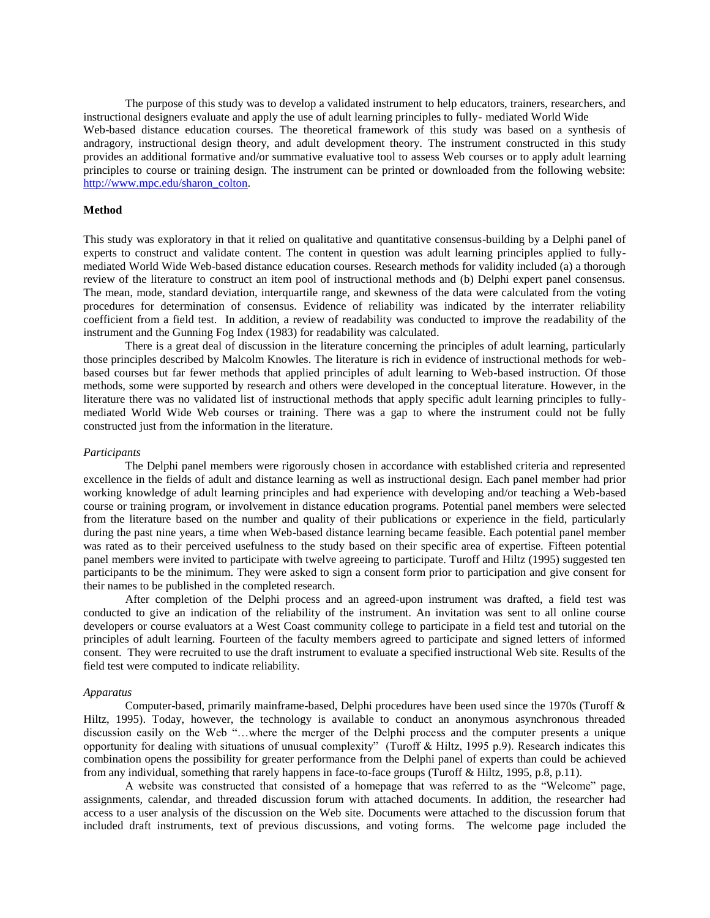The purpose of this study was to develop a validated instrument to help educators, trainers, researchers, and instructional designers evaluate and apply the use of adult learning principles to fully- mediated World Wide Web-based distance education courses. The theoretical framework of this study was based on a synthesis of andragory, instructional design theory, and adult development theory. The instrument constructed in this study provides an additional formative and/or summative evaluative tool to assess Web courses or to apply adult learning principles to course or training design. The instrument can be printed or downloaded from the following website: [http://www.mpc.edu/sharon_colton](http://www.mpc.edu/sharon_colton).

**Method**

This study was exploratory in that it relied on qualitative and quantitative consensus-building by a Delphi panel of experts to construct and validate content. The content in question was adult learning principles applied to fully-mediated World Wide Web-based distance education courses. Research methods for validity included (a) a thorough review of the literature to construct an item pool of instructional methods and (b) Delphi expert panel consensus. The mean, mode, standard deviation, interquartile range, and skewness of the data were calculated from the voting procedures for determination of consensus. Evidence of reliability was indicated by the interrater reliability coefficient from a field test. In addition, a review of readability was conducted to improve the readability of the instrument and the Gunning Fog Index (1983) for readability was calculated.

There is a great deal of discussion in the literature concerning the principles of adult learning, particularly those principles described by Malcolm Knowles. The literature is rich in evidence of instructional methods for web-based courses but far fewer methods that applied principles of adult learning to Web-based instruction. Of those methods, some were supported by research and others were developed in the conceptual literature. However, in the literature there was no validated list of instructional methods that apply specific adult learning principles to fully-mediated World Wide Web courses or training. There was a gap to where the instrument could not be fully constructed just from the information in the literature.

*Participants*

The Delphi panel members were rigorously chosen in accordance with established criteria and represented excellence in the fields of adult and distance learning as well as instructional design. Each panel member had prior working knowledge of adult learning principles and had experience with developing and/or teaching a Web-based course or training program, or involvement in distance education programs. Potential panel members were selected from the literature based on the number and quality of their publications or experience in the field, particularly during the past nine years, a time when Web-based distance learning became feasible. Each potential panel member was rated as to their perceived usefulness to the study based on their specific area of expertise. Fifteen potential panel members were invited to participate with twelve agreeing to participate. Turoff and Hiltz (1995) suggested ten participants to be the minimum. They were asked to sign a consent form prior to participation and give consent for their names to be published in the completed research.

After completion of the Delphi process and an agreed-upon instrument was drafted, a field test was conducted to give an indication of the reliability of the instrument. An invitation was sent to all online course developers or course evaluators at a West Coast community college to participate in a field test and tutorial on the principles of adult learning. Fourteen of the faculty members agreed to participate and signed letters of informed consent. They were recruited to use the draft instrument to evaluate a specified instructional Web site. Results of the field test were computed to indicate reliability.

*Apparatus*

Computer-based, primarily mainframe-based, Delphi procedures have been used since the 1970s (Turoff & Hiltz, 1995). Today, however, the technology is available to conduct an anonymous asynchronous threaded discussion easily on the Web "…where the merger of the Delphi process and the computer presents a unique opportunity for dealing with situations of unusual complexity" (Turoff & Hiltz, 1995 p.9). Research indicates this combination opens the possibility for greater performance from the Delphi panel of experts than could be achieved from any individual, something that rarely happens in face-to-face groups (Turoff & Hiltz, 1995, p.8, p.11).

A website was constructed that consisted of a homepage that was referred to as the "Welcome" page, assignments, calendar, and threaded discussion forum with attached documents. In addition, the researcher had access to a user analysis of the discussion on the Web site. Documents were attached to the discussion forum that included draft instruments, text of previous discussions, and voting forms. The welcome page included the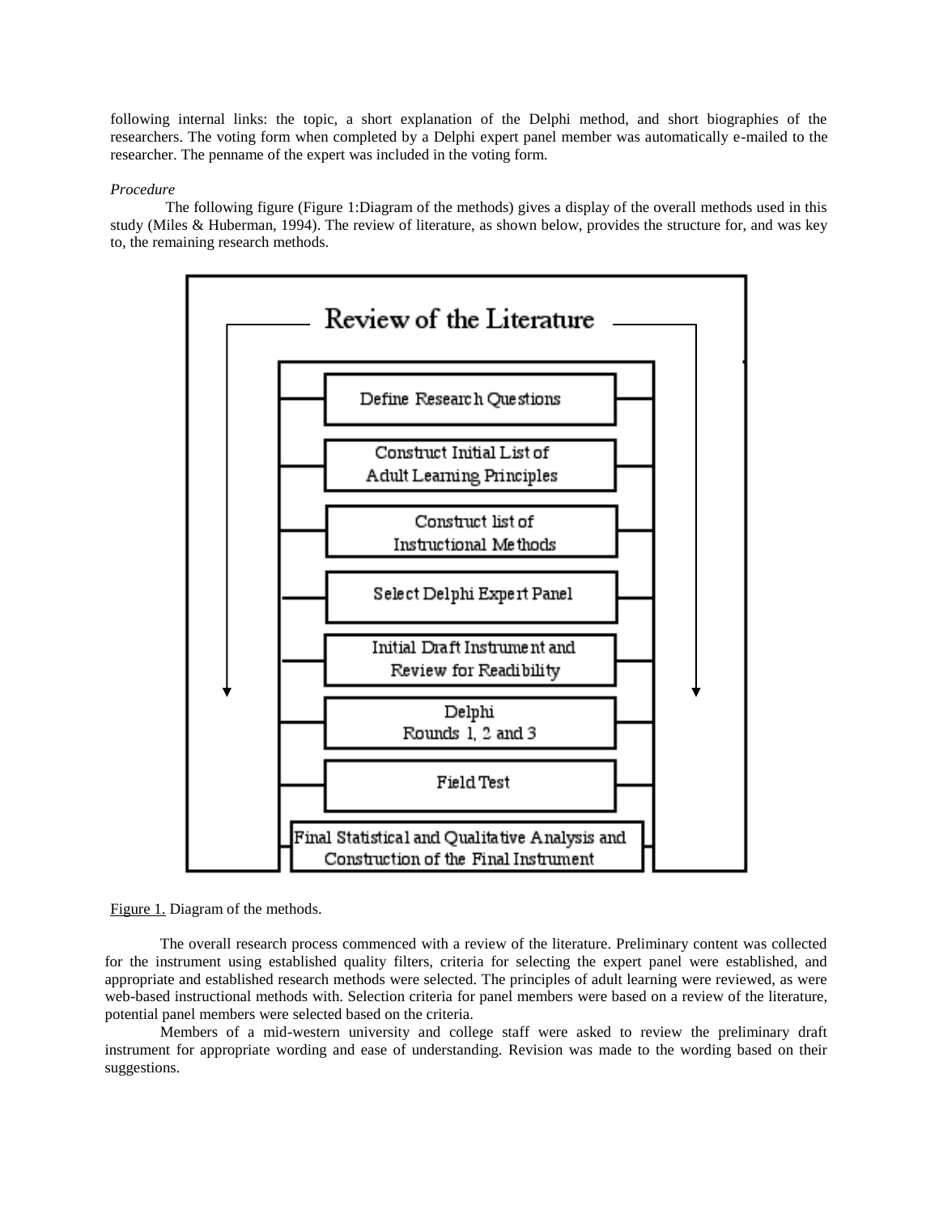following internal links: the topic, a short explanation of the Delphi method, and short biographies of the researchers. The voting form when completed by a Delphi expert panel member was automatically e-mailed to the researcher. The penname of the expert was included in the voting form.

*Procedure*

The following figure (Figure 1:Diagram of the methods) gives a display of the overall methods used in this study (Miles & Huberman, 1994). The review of literature, as shown below, provides the structure for, and was key to, the remaining research methods.

Review of the Literature

- Define Research Questions
- Construct Initial List of Adult Learning Principles
- Construct list of Instructional Methods
- Select Delphi Expert Panel
- Initial Draft Instrument and Review for Readibility
- Delphi Rounds 1, 2 and 3
- Field Test
- Final Statistical and Qualitative Analysis and Construction of the Final Instrument

Figure 1. Diagram of the methods.

The overall research process commenced with a review of the literature. Preliminary content was collected for the instrument using established quality filters, criteria for selecting the expert panel were established, and appropriate and established research methods were selected. The principles of adult learning were reviewed, as were web-based instructional methods with. Selection criteria for panel members were based on a review of the literature, potential panel members were selected based on the criteria.

Members of a mid-western university and college staff were asked to review the preliminary draft instrument for appropriate wording and ease of understanding. Revision was made to the wording based on their suggestions.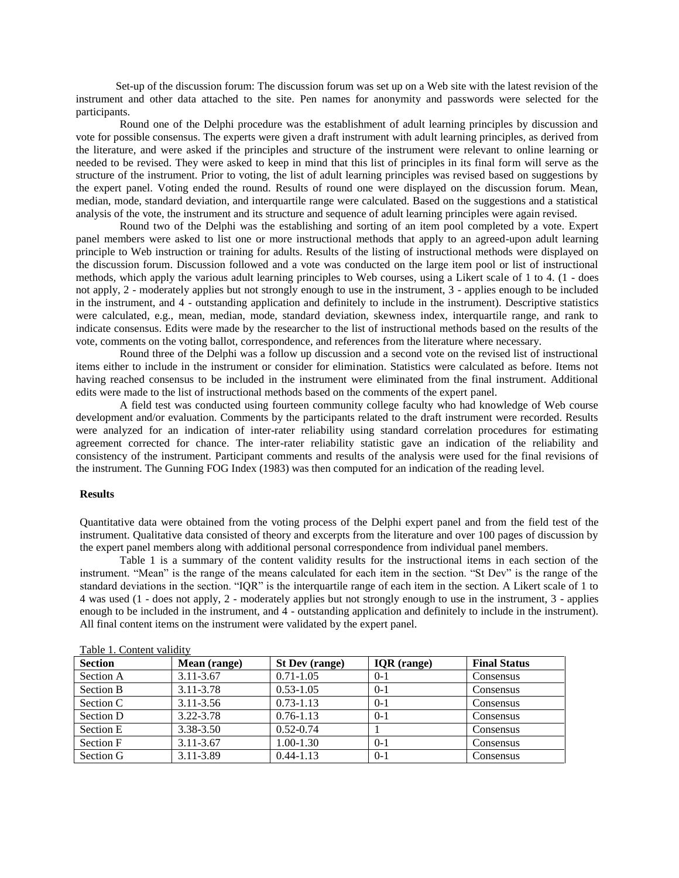Set-up of the discussion forum: The discussion forum was set up on a Web site with the latest revision of the instrument and other data attached to the site. Pen names for anonymity and passwords were selected for the participants.

Round one of the Delphi procedure was the establishment of adult learning principles by discussion and vote for possible consensus. The experts were given a draft instrument with adult learning principles, as derived from the literature, and were asked if the principles and structure of the instrument were relevant to online learning or needed to be revised. They were asked to keep in mind that this list of principles in its final form will serve as the structure of the instrument. Prior to voting, the list of adult learning principles was revised based on suggestions by the expert panel. Voting ended the round. Results of round one were displayed on the discussion forum. Mean, median, mode, standard deviation, and interquartile range were calculated. Based on the suggestions and a statistical analysis of the vote, the instrument and its structure and sequence of adult learning principles were again revised.

Round two of the Delphi was the establishing and sorting of an item pool completed by a vote. Expert panel members were asked to list one or more instructional methods that apply to an agreed-upon adult learning principle to Web instruction or training for adults. Results of the listing of instructional methods were displayed on the discussion forum. Discussion followed and a vote was conducted on the large item pool or list of instructional methods, which apply the various adult learning principles to Web courses, using a Likert scale of 1 to 4. (1 - does not apply, 2 - moderately applies but not strongly enough to use in the instrument, 3 - applies enough to be included in the instrument, and 4 - outstanding application and definitely to include in the instrument). Descriptive statistics were calculated, e.g., mean, median, mode, standard deviation, skewness index, interquartile range, and rank to indicate consensus. Edits were made by the researcher to the list of instructional methods based on the results of the vote, comments on the voting ballot, correspondence, and references from the literature where necessary.

Round three of the Delphi was a follow up discussion and a second vote on the revised list of instructional items either to include in the instrument or consider for elimination. Statistics were calculated as before. Items not having reached consensus to be included in the instrument were eliminated from the final instrument. Additional edits were made to the list of instructional methods based on the comments of the expert panel.

A field test was conducted using fourteen community college faculty who had knowledge of Web course development and/or evaluation. Comments by the participants related to the draft instrument were recorded. Results were analyzed for an indication of inter-rater reliability using standard correlation procedures for estimating agreement corrected for chance. The inter-rater reliability statistic gave an indication of the reliability and consistency of the instrument. Participant comments and results of the analysis were used for the final revisions of the instrument. The Gunning FOG Index (1983) was then computed for an indication of the reading level.

**Results**

Quantitative data were obtained from the voting process of the Delphi expert panel and from the field test of the instrument. Qualitative data consisted of theory and excerpts from the literature and over 100 pages of discussion by the expert panel members along with additional personal correspondence from individual panel members.

Table 1 is a summary of the content validity results for the instructional items in each section of the instrument. "Mean" is the range of the means calculated for each item in the section. "St Dev" is the range of the standard deviations in the section. "IQR" is the interquartile range of each item in the section. A Likert scale of 1 to 4 was used (1 - does not apply, 2 - moderately applies but not strongly enough to use in the instrument, 3 - applies enough to be included in the instrument, and 4 - outstanding application and definitely to include in the instrument). All final content items on the instrument were validated by the expert panel.

Table 1. Content validity

| Section | Mean (range) | St Dev (range) | IQR (range) | Final Status |
|---|---|---|---|---|
| Section A | 3.11-3.67 | 0.71-1.05 | 0-1 | Consensus |
| Section B | 3.11-3.78 | 0.53-1.05 | 0-1 | Consensus |
| Section C | 3.11-3.56 | 0.73-1.13 | 0-1 | Consensus |
| Section D | 3.22-3.78 | 0.76-1.13 | 0-1 | Consensus |
| Section E | 3.38-3.50 | 0.52-0.74 | 1 | Consensus |
| Section F | 3.11-3.67 | 1.00-1.30 | 0-1 | Consensus |
| Section G | 3.11-3.89 | 0.44-1.13 | 0-1 | Consensus |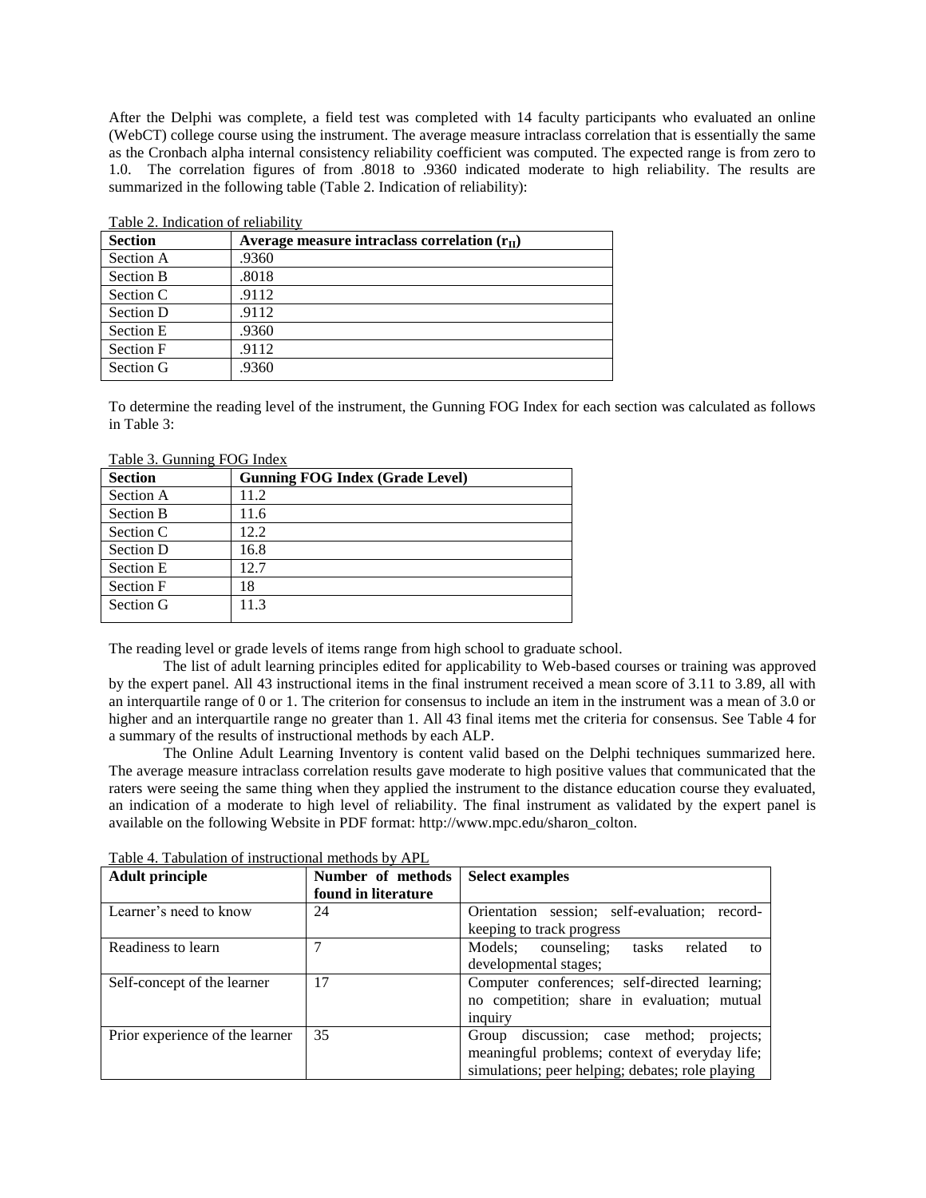After the Delphi was complete, a field test was completed with 14 faculty participants who evaluated an online (WebCT) college course using the instrument. The average measure intraclass correlation that is essentially the same as the Cronbach alpha internal consistency reliability coefficient was computed. The expected range is from zero to 1.0. The correlation figures of from .8018 to .9360 indicated moderate to high reliability. The results are summarized in the following table (Table 2. Indication of reliability):

Table 2. Indication of reliability

| Section | Average measure intraclass correlation ($r_{II}$) |
| --- | --- |
| Section A | .9360 |
| Section B | .8018 |
| Section C | .9112 |
| Section D | .9112 |
| Section E | .9360 |
| Section F | .9112 |
| Section G | .9360 |

To determine the reading level of the instrument, the Gunning FOG Index for each section was calculated as follows in Table 3:

Table 3. Gunning FOG Index

| Section | Gunning FOG Index (Grade Level) |
| --- | --- |
| Section A | 11.2 |
| Section B | 11.6 |
| Section C | 12.2 |
| Section D | 16.8 |
| Section E | 12.7 |
| Section F | 18 |
| Section G | 11.3 |

The reading level or grade levels of items range from high school to graduate school.

The list of adult learning principles edited for applicability to Web-based courses or training was approved by the expert panel. All 43 instructional items in the final instrument received a mean score of 3.11 to 3.89, all with an interquartile range of 0 or 1. The criterion for consensus to include an item in the instrument was a mean of 3.0 or higher and an interquartile range no greater than 1. All 43 final items met the criteria for consensus. See Table 4 for a summary of the results of instructional methods by each ALP.

The Online Adult Learning Inventory is content valid based on the Delphi techniques summarized here. The average measure intraclass correlation results gave moderate to high positive values that communicated that the raters were seeing the same thing when they applied the instrument to the distance education course they evaluated, an indication of a moderate to high level of reliability. The final instrument as validated by the expert panel is available on the following Website in PDF format: http://www.mpc.edu/sharon_colton.

Table 4. Tabulation of instructional methods by APL

| Adult principle | Number of methods found in literature | Select examples |
| --- | --- | --- |
| Learner's need to know | 24 | Orientation session; self-evaluation; record-keeping to track progress |
| Readiness to learn | 7 | Models; counseling; tasks related to developmental stages; |
| Self-concept of the learner | 17 | Computer conferences; self-directed learning; no competition; share in evaluation; mutual inquiry |
| Prior experience of the learner | 35 | Group discussion; case method; projects; meaningful problems; context of everyday life; simulations; peer helping; debates; role playing |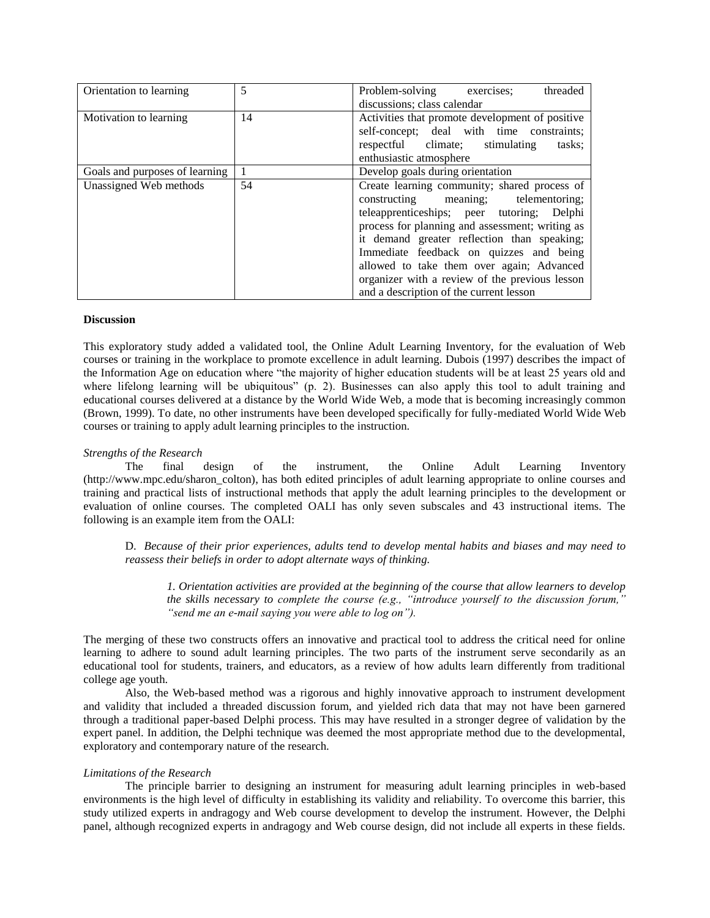| | | |
|---|---|---|
| Orientation to learning | 5 | Problem-solving exercises; threaded discussions; class calendar |
| Motivation to learning | 14 | Activities that promote development of positive self-concept; deal with time constraints; respectful climate; stimulating tasks; enthusiastic atmosphere |
| Goals and purposes of learning | 1 | Develop goals during orientation |
| Unassigned Web methods | 54 | Create learning community; shared process of constructing meaning; telementoring; teleapprenticeships; peer tutoring; Delphi process for planning and assessment; writing as it demand greater reflection than speaking; Immediate feedback on quizzes and being allowed to take them over again; Advanced organizer with a review of the previous lesson and a description of the current lesson |

**Discussion**

This exploratory study added a validated tool, the Online Adult Learning Inventory, for the evaluation of Web courses or training in the workplace to promote excellence in adult learning. Dubois (1997) describes the impact of the Information Age on education where "the majority of higher education students will be at least 25 years old and where lifelong learning will be ubiquitous" (p. 2). Businesses can also apply this tool to adult training and educational courses delivered at a distance by the World Wide Web, a mode that is becoming increasingly common (Brown, 1999). To date, no other instruments have been developed specifically for fully-mediated World Wide Web courses or training to apply adult learning principles to the instruction.

*Strengths of the Research*

The final design of the instrument, the Online Adult Learning Inventory (http://www.mpc.edu/sharon_colton), has both edited principles of adult learning appropriate to online courses and training and practical lists of instructional methods that apply the adult learning principles to the development or evaluation of online courses. The completed OALI has only seven subscales and 43 instructional items. The following is an example item from the OALI:

> D. *Because of their prior experiences, adults tend to develop mental habits and biases and may need to reassess their beliefs in order to adopt alternate ways of thinking.*
>
> > *1. Orientation activities are provided at the beginning of the course that allow learners to develop the skills necessary to complete the course (e.g., "introduce yourself to the discussion forum," "send me an e-mail saying you were able to log on").*

The merging of these two constructs offers an innovative and practical tool to address the critical need for online learning to adhere to sound adult learning principles. The two parts of the instrument serve secondarily as an educational tool for students, trainers, and educators, as a review of how adults learn differently from traditional college age youth.

Also, the Web-based method was a rigorous and highly innovative approach to instrument development and validity that included a threaded discussion forum, and yielded rich data that may not have been garnered through a traditional paper-based Delphi process. This may have resulted in a stronger degree of validation by the expert panel. In addition, the Delphi technique was deemed the most appropriate method due to the developmental, exploratory and contemporary nature of the research.

*Limitations of the Research*

The principle barrier to designing an instrument for measuring adult learning principles in web-based environments is the high level of difficulty in establishing its validity and reliability. To overcome this barrier, this study utilized experts in andragogy and Web course development to develop the instrument. However, the Delphi panel, although recognized experts in andragogy and Web course design, did not include all experts in these fields.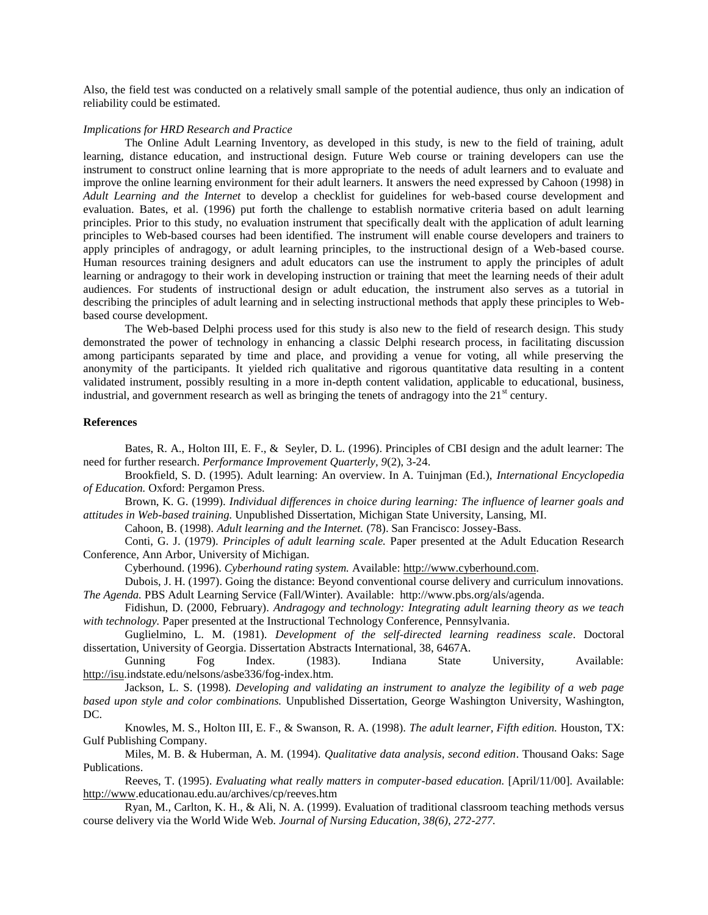Also, the field test was conducted on a relatively small sample of the potential audience, thus only an indication of reliability could be estimated.

*Implications for HRD Research and Practice*

The Online Adult Learning Inventory, as developed in this study, is new to the field of training, adult learning, distance education, and instructional design. Future Web course or training developers can use the instrument to construct online learning that is more appropriate to the needs of adult learners and to evaluate and improve the online learning environment for their adult learners. It answers the need expressed by Cahoon (1998) in *Adult Learning and the Internet* to develop a checklist for guidelines for web-based course development and evaluation. Bates, et al. (1996) put forth the challenge to establish normative criteria based on adult learning principles. Prior to this study, no evaluation instrument that specifically dealt with the application of adult learning principles to Web-based courses had been identified. The instrument will enable course developers and trainers to apply principles of andragogy, or adult learning principles, to the instructional design of a Web-based course. Human resources training designers and adult educators can use the instrument to apply the principles of adult learning or andragogy to their work in developing instruction or training that meet the learning needs of their adult audiences. For students of instructional design or adult education, the instrument also serves as a tutorial in describing the principles of adult learning and in selecting instructional methods that apply these principles to Web-based course development.

The Web-based Delphi process used for this study is also new to the field of research design. This study demonstrated the power of technology in enhancing a classic Delphi research process, in facilitating discussion among participants separated by time and place, and providing a venue for voting, all while preserving the anonymity of the participants. It yielded rich qualitative and rigorous quantitative data resulting in a content validated instrument, possibly resulting in a more in-depth content validation, applicable to educational, business, industrial, and government research as well as bringing the tenets of andragogy into the 21st century.

**References**

Bates, R. A., Holton III, E. F., & Seyler, D. L. (1996). Principles of CBI design and the adult learner: The need for further research. *Performance Improvement Quarterly, 9*(2), 3-24.

Brookfield, S. D. (1995). Adult learning: An overview. In A. Tuinjman (Ed.), *International Encyclopedia of Education.* Oxford: Pergamon Press.

Brown, K. G. (1999). *Individual differences in choice during learning: The influence of learner goals and attitudes in Web-based training.* Unpublished Dissertation, Michigan State University, Lansing, MI.

Cahoon, B. (1998). *Adult learning and the Internet.* (78). San Francisco: Jossey-Bass.

Conti, G. J. (1979). *Principles of adult learning scale.* Paper presented at the Adult Education Research Conference, Ann Arbor, University of Michigan.

Cyberhound. (1996). *Cyberhound rating system.* Available: http://www.cyberhound.com.

Dubois, J. H. (1997). Going the distance: Beyond conventional course delivery and curriculum innovations. *The Agenda.* PBS Adult Learning Service (Fall/Winter). Available: http://www.pbs.org/als/agenda.

Fidishun, D. (2000, February). *Andragogy and technology: Integrating adult learning theory as we teach with technology.* Paper presented at the Instructional Technology Conference, Pennsylvania.

Guglielmino, L. M. (1981). *Development of the self-directed learning readiness scale*. Doctoral dissertation, University of Georgia. Dissertation Abstracts International, 38, 6467A.

Gunning Fog Index. (1983). Indiana State University, Available: http://isu.indstate.edu/nelsons/asbe336/fog-index.htm.

Jackson, L. S. (1998). *Developing and validating an instrument to analyze the legibility of a web page based upon style and color combinations.* Unpublished Dissertation, George Washington University, Washington, DC.

Knowles, M. S., Holton III, E. F., & Swanson, R. A. (1998). *The adult learner, Fifth edition.* Houston, TX: Gulf Publishing Company.

Miles, M. B. & Huberman, A. M. (1994). *Qualitative data analysis, second edition*. Thousand Oaks: Sage Publications.

Reeves, T. (1995). *Evaluating what really matters in computer-based education.* [April/11/00]. Available: http://www.educationau.edu.au/archives/cp/reeves.htm

Ryan, M., Carlton, K. H., & Ali, N. A. (1999). Evaluation of traditional classroom teaching methods versus course delivery via the World Wide Web. *Journal of Nursing Education, 38(6), 272-277.*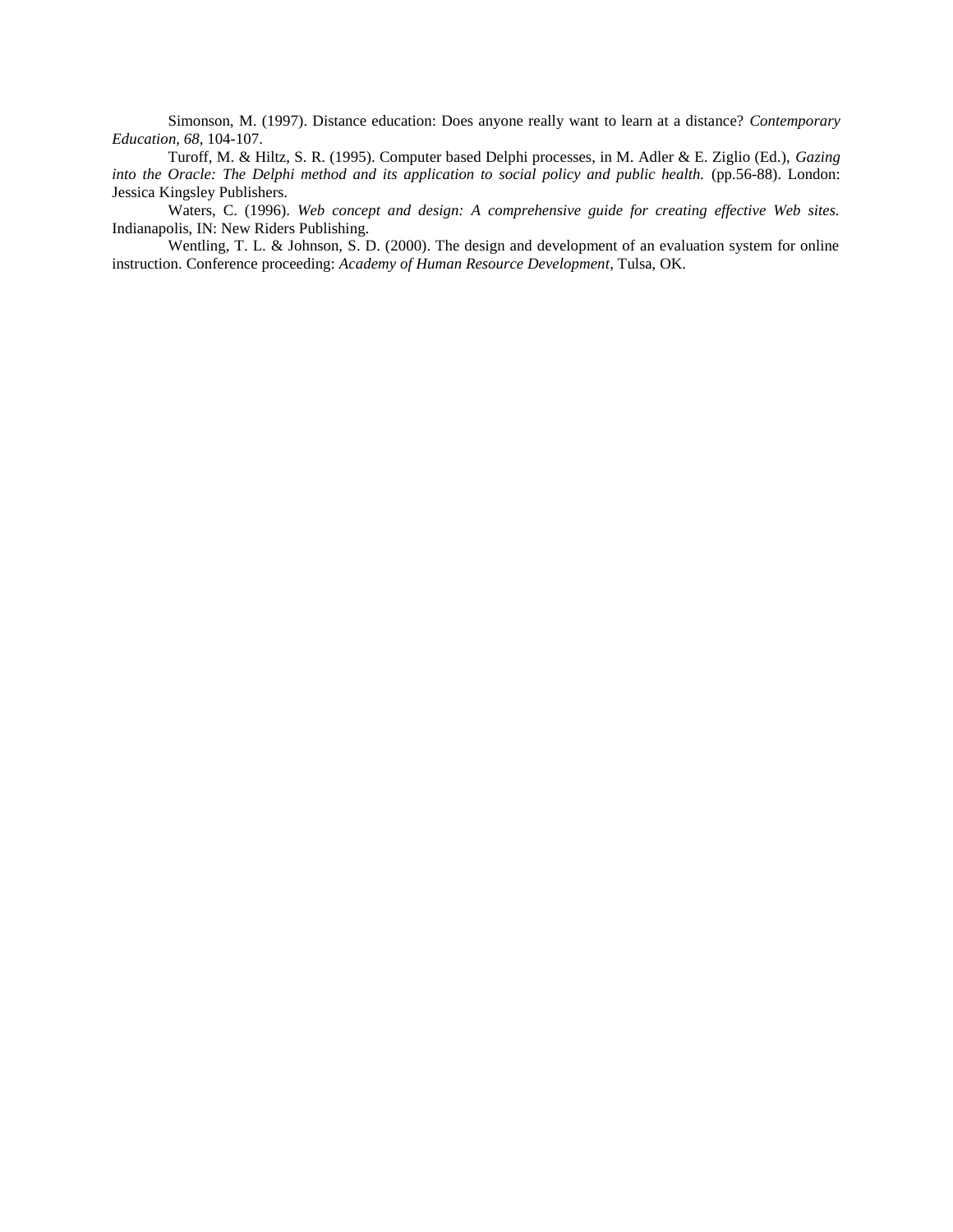Simonson, M. (1997). Distance education: Does anyone really want to learn at a distance? *Contemporary Education, 68*, 104-107.

Turoff, M. & Hiltz, S. R. (1995). Computer based Delphi processes, in M. Adler & E. Ziglio (Ed.), *Gazing into the Oracle: The Delphi method and its application to social policy and public health.* (pp.56-88). London: Jessica Kingsley Publishers.

Waters, C. (1996). *Web concept and design: A comprehensive guide for creating effective Web sites.* Indianapolis, IN: New Riders Publishing.

Wentling, T. L. & Johnson, S. D. (2000). The design and development of an evaluation system for online instruction. Conference proceeding: *Academy of Human Resource Development*, Tulsa, OK.